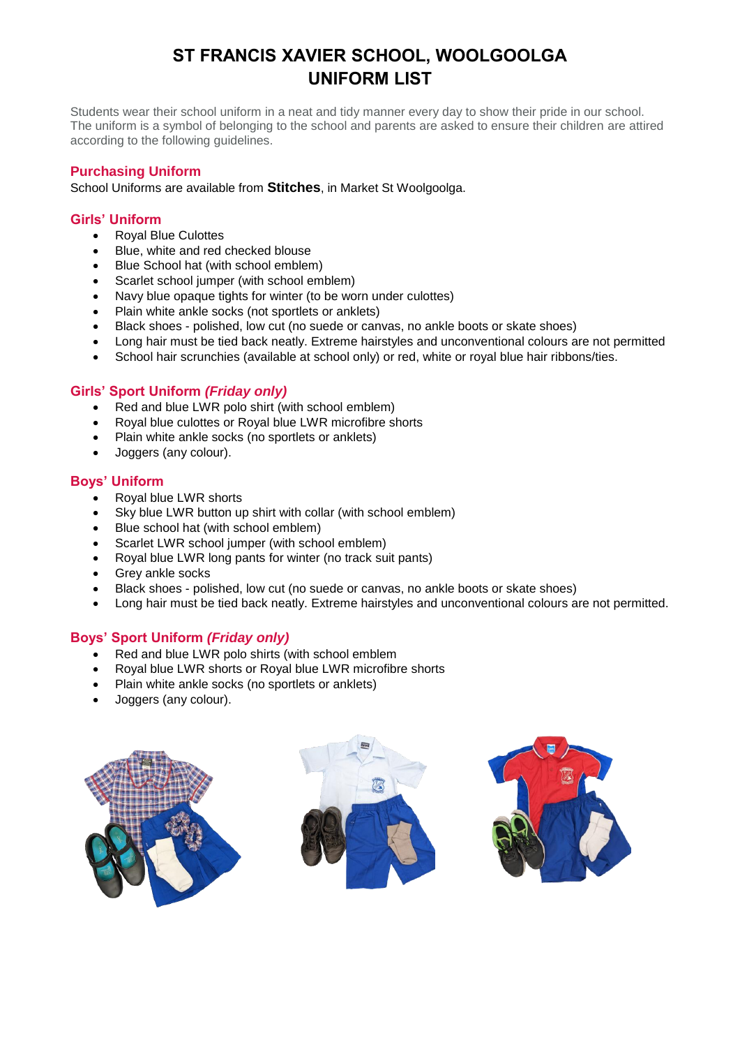# ST FRANCIS XAVIER SCHOOL, WOOLGOOLGA
# UNIFORM LIST

Students wear their school uniform in a neat and tidy manner every day to show their pride in our school. The uniform is a symbol of belonging to the school and parents are asked to ensure their children are attired according to the following guidelines.

## Purchasing Uniform

School Uniforms are available from **Stitches**, in Market St Woolgoolga.

## Girls' Uniform

- Royal Blue Culottes
- Blue, white and red checked blouse
- Blue School hat (with school emblem)
- Scarlet school jumper (with school emblem)
- Navy blue opaque tights for winter (to be worn under culottes)
- Plain white ankle socks (not sportlets or anklets)
- Black shoes - polished, low cut (no suede or canvas, no ankle boots or skate shoes)
- Long hair must be tied back neatly. Extreme hairstyles and unconventional colours are not permitted
- School hair scrunchies (available at school only) or red, white or royal blue hair ribbons/ties.

## Girls' Sport Uniform *(Friday only)*

- Red and blue LWR polo shirt (with school emblem)
- Royal blue culottes or Royal blue LWR microfibre shorts
- Plain white ankle socks (no sportlets or anklets)
- Joggers (any colour).

## Boys' Uniform

- Royal blue LWR shorts
- Sky blue LWR button up shirt with collar (with school emblem)
- Blue school hat (with school emblem)
- Scarlet LWR school jumper (with school emblem)
- Royal blue LWR long pants for winter (no track suit pants)
- Grey ankle socks
- Black shoes - polished, low cut (no suede or canvas, no ankle boots or skate shoes)
- Long hair must be tied back neatly. Extreme hairstyles and unconventional colours are not permitted.

## Boys' Sport Uniform *(Friday only)*

- Red and blue LWR polo shirts (with school emblem
- Royal blue LWR shorts or Royal blue LWR microfibre shorts
- Plain white ankle socks (no sportlets or anklets)
- Joggers (any colour).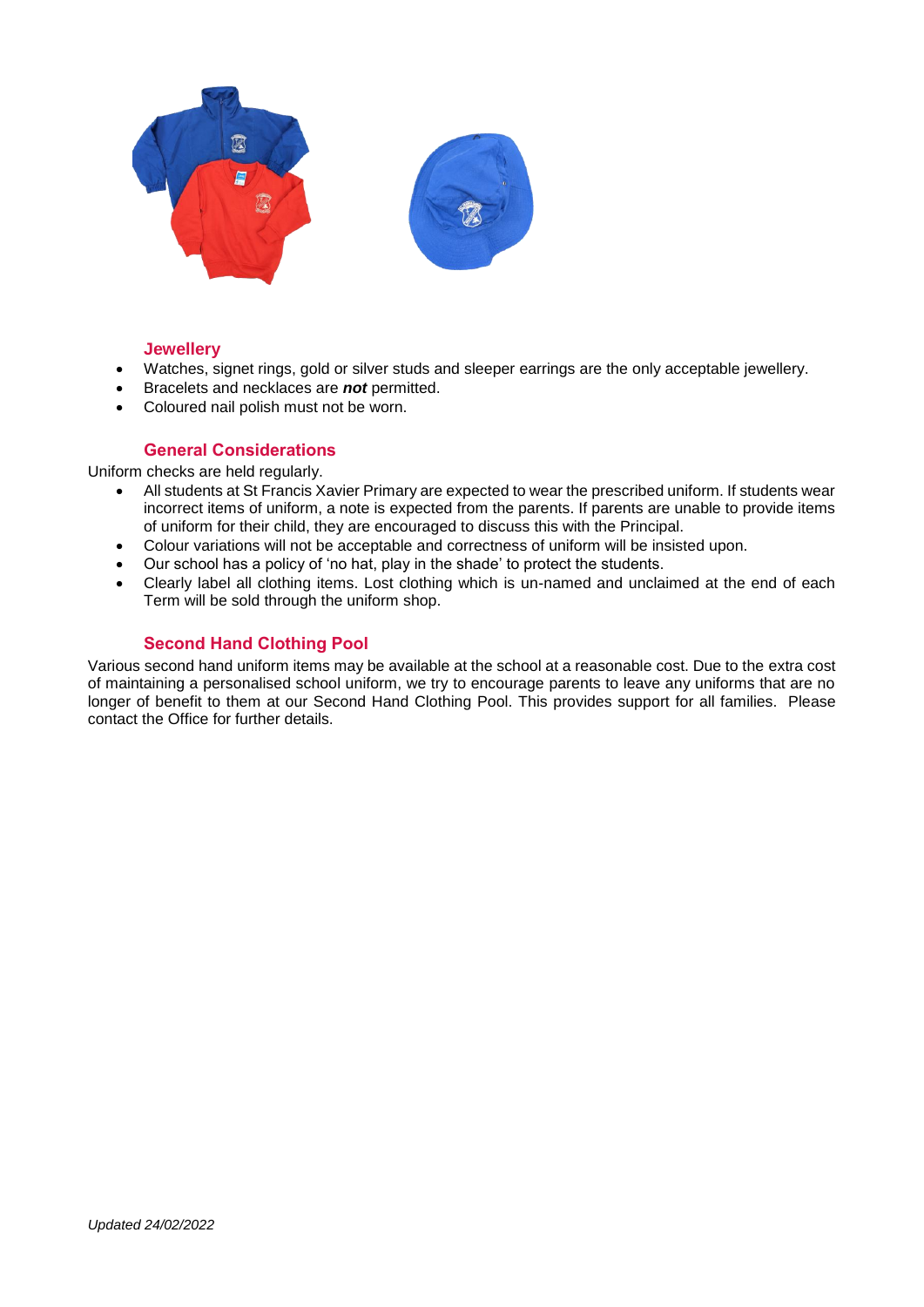### Jewellery

- Watches, signet rings, gold or silver studs and sleeper earrings are the only acceptable jewellery.
- Bracelets and necklaces are ***not*** permitted.
- Coloured nail polish must not be worn.

### General Considerations

Uniform checks are held regularly.

- All students at St Francis Xavier Primary are expected to wear the prescribed uniform. If students wear incorrect items of uniform, a note is expected from the parents. If parents are unable to provide items of uniform for their child, they are encouraged to discuss this with the Principal.
- Colour variations will not be acceptable and correctness of uniform will be insisted upon.
- Our school has a policy of 'no hat, play in the shade' to protect the students.
- Clearly label all clothing items. Lost clothing which is un-named and unclaimed at the end of each Term will be sold through the uniform shop.

### Second Hand Clothing Pool

Various second hand uniform items may be available at the school at a reasonable cost. Due to the extra cost of maintaining a personalised school uniform, we try to encourage parents to leave any uniforms that are no longer of benefit to them at our Second Hand Clothing Pool. This provides support for all families. Please contact the Office for further details.

*Updated 24/02/2022*